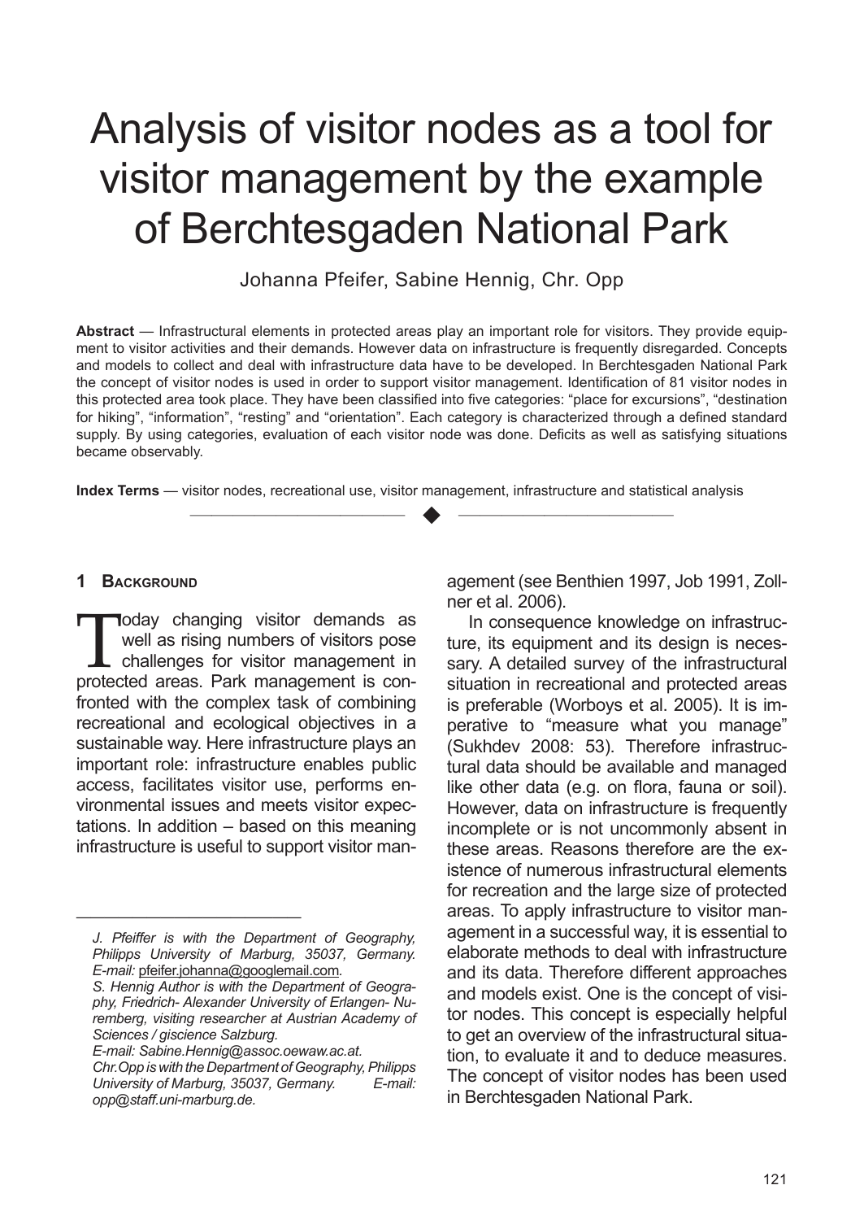# Analysis of visitor nodes as a tool for visitor management by the example of Berchtesgaden National Park

Johanna Pfeifer, Sabine Hennig, Chr. Opp

**Abstract** — Infrastructural elements in protected areas play an important role for visitors. They provide equipment to visitor activities and their demands. However data on infrastructure is frequently disregarded. Concepts and models to collect and deal with infrastructure data have to be developed. In Berchtesgaden National Park the concept of visitor nodes is used in order to support visitor management. Identification of 81 visitor nodes in this protected area took place. They have been classified into five categories: "place for excursions", "destination for hiking", "information", "resting" and "orientation". Each category is characterized through a defined standard supply. By using categories, evaluation of each visitor node was done. Deficits as well as satisfying situations became observably.

**Index Terms** — visitor nodes, recreational use, visitor management, infrastructure and statistical analysis

## 1 Background

Today changing visitor demands as well as rising numbers of visitors pose challenges for visitor management in protected areas. Park management is confronted with the complex task of combining recreational and ecological objectives in a sustainable way. Here infrastructure plays an important role: infrastructure enables public access, facilitates visitor use, performs environmental issues and meets visitor expectations. In addition – based on this meaning infrastructure is useful to support visitor management (see Benthien 1997, Job 1991, Zollner et al. 2006).

In consequence knowledge on infrastructure, its equipment and its design is necessary. A detailed survey of the infrastructural situation in recreational and protected areas is preferable (Worboys et al. 2005). It is imperative to "measure what you manage" (Sukhdev 2008: 53). Therefore infrastructural data should be available and managed like other data (e.g. on flora, fauna or soil). However, data on infrastructure is frequently incomplete or is not uncommonly absent in these areas. Reasons therefore are the existence of numerous infrastructural elements for recreation and the large size of protected areas. To apply infrastructure to visitor management in a successful way, it is essential to elaborate methods to deal with infrastructure and its data. Therefore different approaches and models exist. One is the concept of visitor nodes. This concept is especially helpful to get an overview of the infrastructural situation, to evaluate it and to deduce measures. The concept of visitor nodes has been used in Berchtesgaden National Park.

---

*J. Pfeiffer is with the Department of Geography, Philipps University of Marburg, 35037, Germany. E-mail: pfeifer.johanna@googlemail.com.*

*S. Hennig Author is with the Department of Geography, Friedrich- Alexander University of Erlangen- Nuremberg, visiting researcher at Austrian Academy of Sciences / giscience Salzburg.*

*E-mail: Sabine.Hennig@assoc.oewaw.ac.at.*

*Chr.Opp is with the Department of Geography, Philipps University of Marburg, 35037, Germany. E-mail: opp@staff.uni-marburg.de.*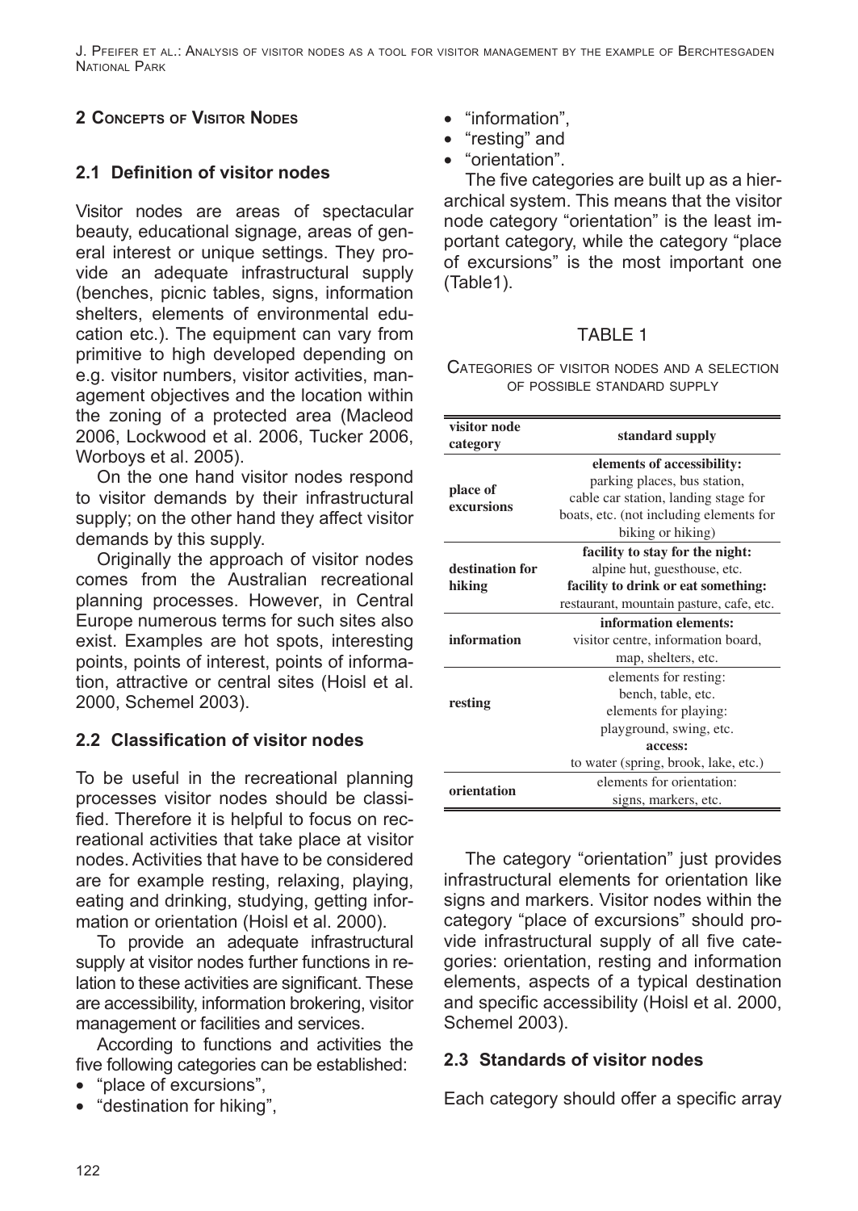## 2 Concepts of Visitor Nodes

### 2.1 Definition of visitor nodes

Visitor nodes are areas of spectacular beauty, educational signage, areas of general interest or unique settings. They provide an adequate infrastructural supply (benches, picnic tables, signs, information shelters, elements of environmental education etc.). The equipment can vary from primitive to high developed depending on e.g. visitor numbers, visitor activities, management objectives and the location within the zoning of a protected area (Macleod 2006, Lockwood et al. 2006, Tucker 2006, Worboys et al. 2005).

On the one hand visitor nodes respond to visitor demands by their infrastructural supply; on the other hand they affect visitor demands by this supply.

Originally the approach of visitor nodes comes from the Australian recreational planning processes. However, in Central Europe numerous terms for such sites also exist. Examples are hot spots, interesting points, points of interest, points of information, attractive or central sites (Hoisl et al. 2000, Schemel 2003).

### 2.2 Classification of visitor nodes

To be useful in the recreational planning processes visitor nodes should be classified. Therefore it is helpful to focus on recreational activities that take place at visitor nodes. Activities that have to be considered are for example resting, relaxing, playing, eating and drinking, studying, getting information or orientation (Hoisl et al. 2000).

To provide an adequate infrastructural supply at visitor nodes further functions in relation to these activities are significant. These are accessibility, information brokering, visitor management or facilities and services.

According to functions and activities the five following categories can be established:

- "place of excursions",
- "destination for hiking",
- "information",
- "resting" and
- "orientation".

The five categories are built up as a hierarchical system. This means that the visitor node category "orientation" is the least important category, while the category "place of excursions" is the most important one (Table1).

TABLE 1

Categories of visitor nodes and a selection of possible standard supply

| visitor node category | standard supply |
|---|---|
| place of excursions | **elements of accessibility:** parking places, bus station, cable car station, landing stage for boats, etc. (not including elements for biking or hiking) |
| destination for hiking | **facility to stay for the night:** alpine hut, guesthouse, etc. **facility to drink or eat something:** restaurant, mountain pasture, cafe, etc. |
| information | **information elements:** visitor centre, information board, map, shelters, etc. |
| resting | elements for resting: bench, table, etc. elements for playing: playground, swing, etc. **access:** to water (spring, brook, lake, etc.) |
| orientation | elements for orientation: signs, markers, etc. |

The category "orientation" just provides infrastructural elements for orientation like signs and markers. Visitor nodes within the category "place of excursions" should provide infrastructural supply of all five categories: orientation, resting and information elements, aspects of a typical destination and specific accessibility (Hoisl et al. 2000, Schemel 2003).

### 2.3 Standards of visitor nodes

Each category should offer a specific array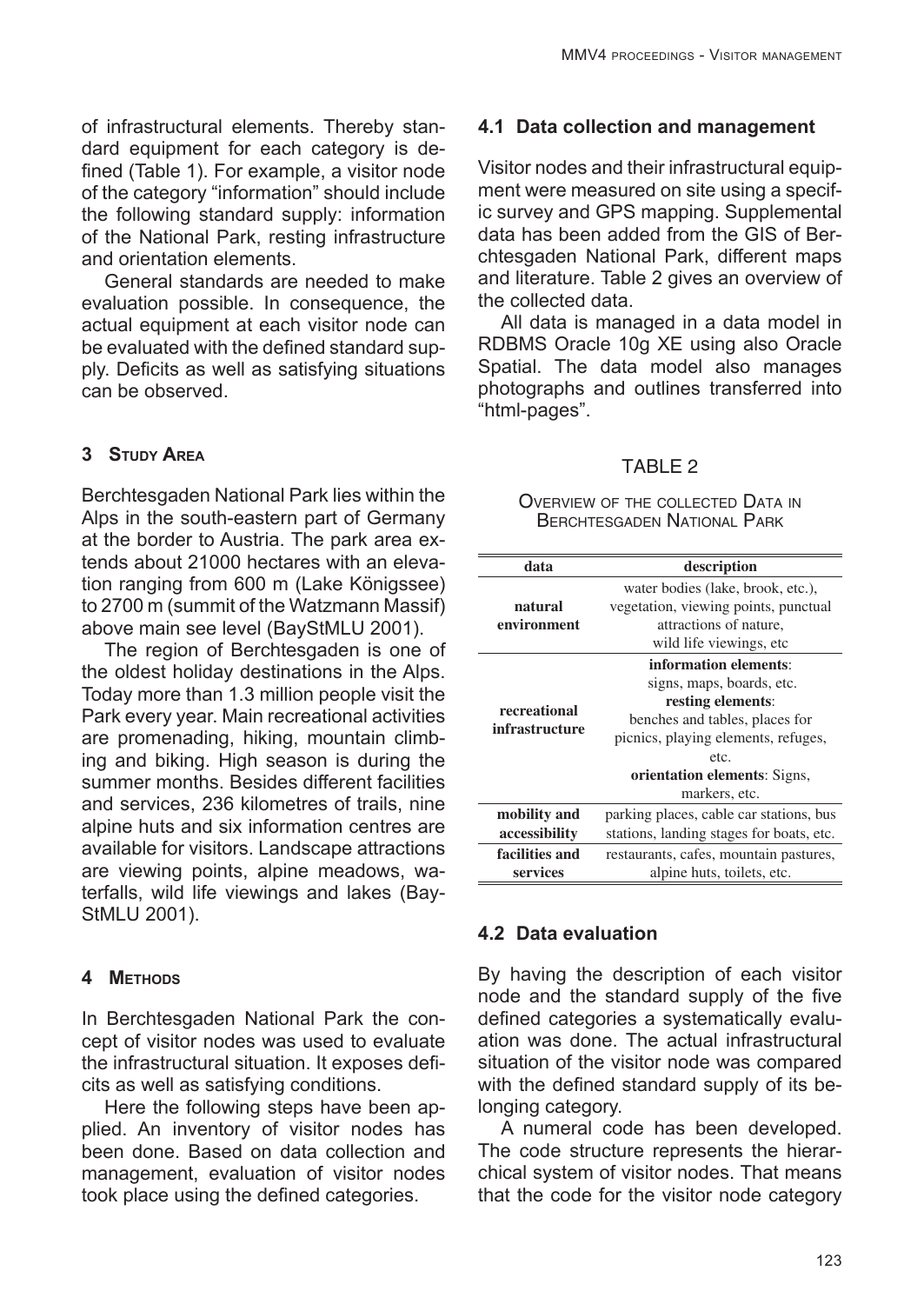of infrastructural elements. Thereby standard equipment for each category is defined (Table 1). For example, a visitor node of the category "information" should include the following standard supply: information of the National Park, resting infrastructure and orientation elements.

General standards are needed to make evaluation possible. In consequence, the actual equipment at each visitor node can be evaluated with the defined standard supply. Deficits as well as satisfying situations can be observed.

## 3 Study Area

Berchtesgaden National Park lies within the Alps in the south-eastern part of Germany at the border to Austria. The park area extends about 21000 hectares with an elevation ranging from 600 m (Lake Königssee) to 2700 m (summit of the Watzmann Massif) above main see level (BayStMLU 2001).

The region of Berchtesgaden is one of the oldest holiday destinations in the Alps. Today more than 1.3 million people visit the Park every year. Main recreational activities are promenading, hiking, mountain climbing and biking. High season is during the summer months. Besides different facilities and services, 236 kilometres of trails, nine alpine huts and six information centres are available for visitors. Landscape attractions are viewing points, alpine meadows, waterfalls, wild life viewings and lakes (BayStMLU 2001).

## 4 Methods

In Berchtesgaden National Park the concept of visitor nodes was used to evaluate the infrastructural situation. It exposes deficits as well as satisfying conditions.

Here the following steps have been applied. An inventory of visitor nodes has been done. Based on data collection and management, evaluation of visitor nodes took place using the defined categories.

### 4.1 Data collection and management

Visitor nodes and their infrastructural equipment were measured on site using a specific survey and GPS mapping. Supplemental data has been added from the GIS of Berchtesgaden National Park, different maps and literature. Table 2 gives an overview of the collected data.

All data is managed in a data model in RDBMS Oracle 10g XE using also Oracle Spatial. The data model also manages photographs and outlines transferred into "html-pages".

TABLE 2

Overview of the collected Data in Berchtesgaden National Park

| data | description |
|---|---|
| **natural environment** | water bodies (lake, brook, etc.), vegetation, viewing points, punctual attractions of nature, wild life viewings, etc |
| **recreational infrastructure** | **information elements**: signs, maps, boards, etc. **resting elements**: benches and tables, places for picnics, playing elements, refuges, etc. **orientation elements**: Signs, markers, etc. |
| **mobility and accessibility** | parking places, cable car stations, bus stations, landing stages for boats, etc. |
| **facilities and services** | restaurants, cafes, mountain pastures, alpine huts, toilets, etc. |

### 4.2 Data evaluation

By having the description of each visitor node and the standard supply of the five defined categories a systematically evaluation was done. The actual infrastructural situation of the visitor node was compared with the defined standard supply of its belonging category.

A numeral code has been developed. The code structure represents the hierarchical system of visitor nodes. That means that the code for the visitor node category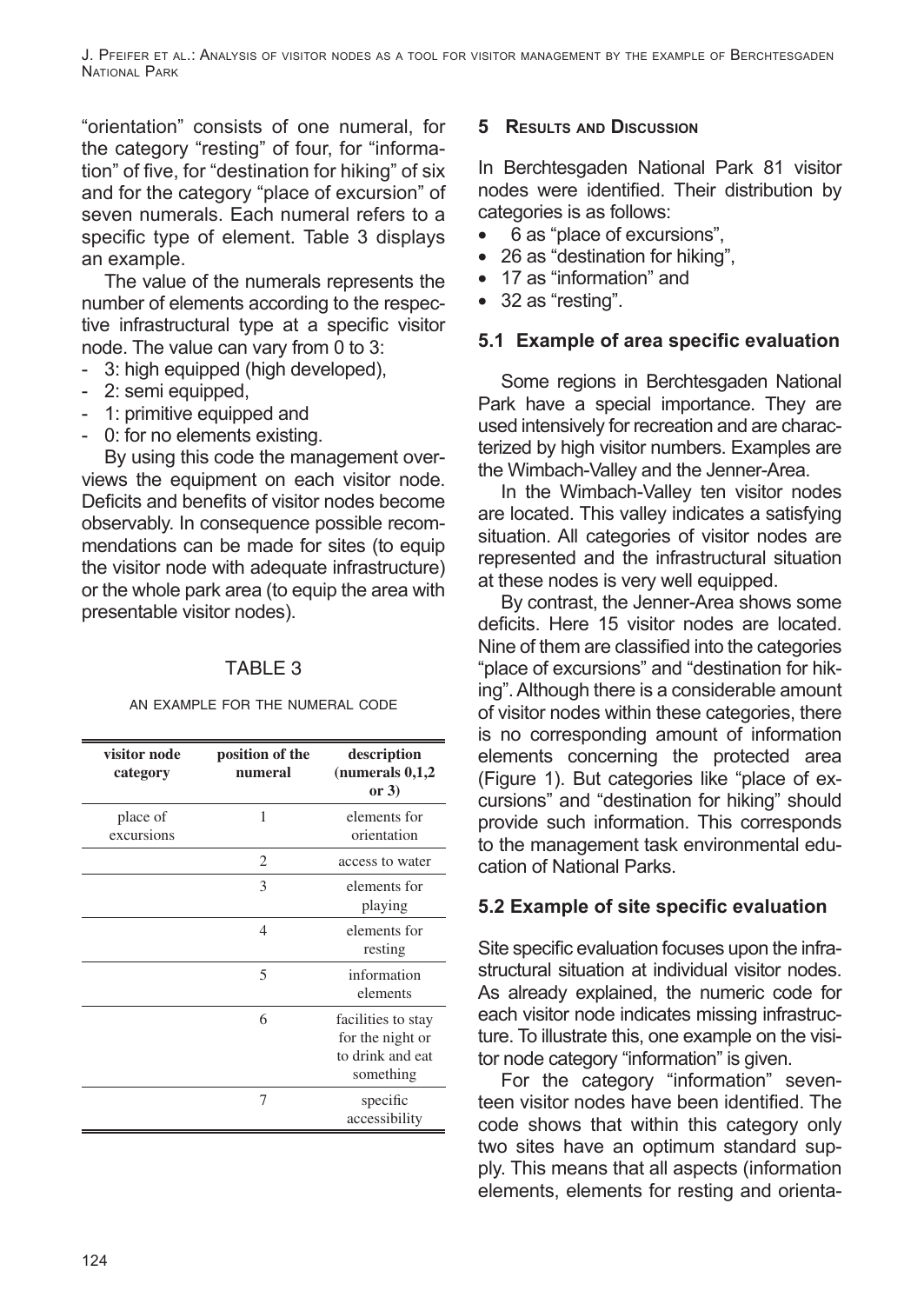"orientation" consists of one numeral, for the category "resting" of four, for "information" of five, for "destination for hiking" of six and for the category "place of excursion" of seven numerals. Each numeral refers to a specific type of element. Table 3 displays an example.

The value of the numerals represents the number of elements according to the respective infrastructural type at a specific visitor node. The value can vary from 0 to 3:

- 3: high equipped (high developed),
- 2: semi equipped,
- 1: primitive equipped and
- 0: for no elements existing.

By using this code the management overviews the equipment on each visitor node. Deficits and benefits of visitor nodes become observably. In consequence possible recommendations can be made for sites (to equip the visitor node with adequate infrastructure) or the whole park area (to equip the area with presentable visitor nodes).

TABLE 3

AN EXAMPLE FOR THE NUMERAL CODE

| visitor node category | position of the numeral | description (numerals 0,1,2 or 3) |
|---|---|---|
| place of excursions | 1 | elements for orientation |
| | 2 | access to water |
| | 3 | elements for playing |
| | 4 | elements for resting |
| | 5 | information elements |
| | 6 | facilities to stay for the night or to drink and eat something |
| | 7 | specific accessibility |

## 5 Results and Discussion

In Berchtesgaden National Park 81 visitor nodes were identified. Their distribution by categories is as follows:

- 6 as "place of excursions",
- 26 as "destination for hiking",
- 17 as "information" and
- 32 as "resting".

### 5.1 Example of area specific evaluation

Some regions in Berchtesgaden National Park have a special importance. They are used intensively for recreation and are characterized by high visitor numbers. Examples are the Wimbach-Valley and the Jenner-Area.

In the Wimbach-Valley ten visitor nodes are located. This valley indicates a satisfying situation. All categories of visitor nodes are represented and the infrastructural situation at these nodes is very well equipped.

By contrast, the Jenner-Area shows some deficits. Here 15 visitor nodes are located. Nine of them are classified into the categories "place of excursions" and "destination for hiking". Although there is a considerable amount of visitor nodes within these categories, there is no corresponding amount of information elements concerning the protected area (Figure 1). But categories like "place of excursions" and "destination for hiking" should provide such information. This corresponds to the management task environmental education of National Parks.

### 5.2 Example of site specific evaluation

Site specific evaluation focuses upon the infrastructural situation at individual visitor nodes. As already explained, the numeric code for each visitor node indicates missing infrastructure. To illustrate this, one example on the visitor node category "information" is given.

For the category "information" seventeen visitor nodes have been identified. The code shows that within this category only two sites have an optimum standard supply. This means that all aspects (information elements, elements for resting and orienta-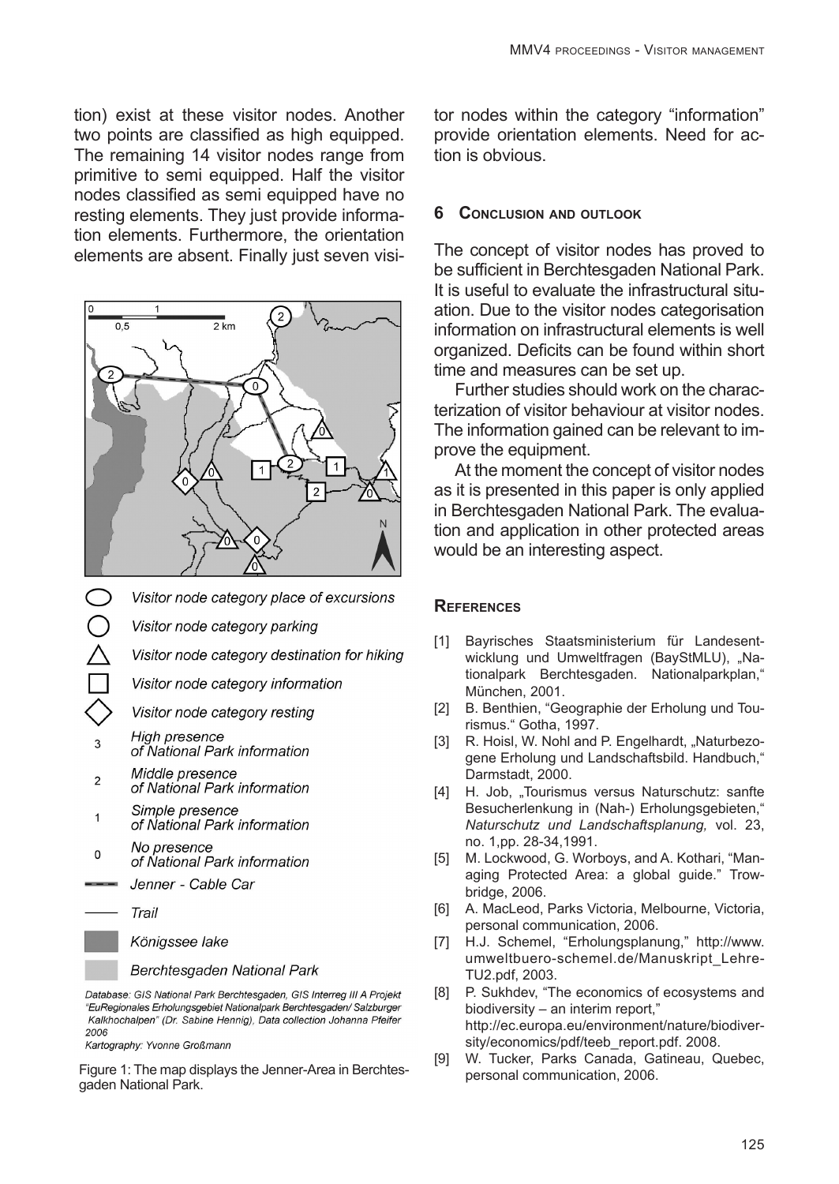tion) exist at these visitor nodes. Another two points are classified as high equipped. The remaining 14 visitor nodes range from primitive to semi equipped. Half the visitor nodes classified as semi equipped have no resting elements. They just provide information elements. Furthermore, the orientation elements are absent. Finally just seven visitor nodes within the category "information" provide orientation elements. Need for action is obvious.

Visitor node category place of excursions
Visitor node category parking
Visitor node category destination for hiking
Visitor node category information
Visitor node category resting
3 High presence of National Park information
2 Middle presence of National Park information
1 Simple presence of National Park information
0 No presence of National Park information
Jenner - Cable Car
Trail
Königssee lake
Berchtesgaden National Park

*Database: GIS National Park Berchtesgaden, GIS Interreg III A Projekt "EuRegionales Erholungsgebiet Nationalpark Berchtesgaden/ Salzburger Kalkhochalpen" (Dr. Sabine Hennig), Data collection Johanna Pfeifer 2006*
*Kartography: Yvonne Großmann*

Figure 1: The map displays the Jenner-Area in Berchtesgaden National Park.

## 6 Conclusion and outlook

The concept of visitor nodes has proved to be sufficient in Berchtesgaden National Park. It is useful to evaluate the infrastructural situation. Due to the visitor nodes categorisation information on infrastructural elements is well organized. Deficits can be found within short time and measures can be set up.

Further studies should work on the characterization of visitor behaviour at visitor nodes. The information gained can be relevant to improve the equipment.

At the moment the concept of visitor nodes as it is presented in this paper is only applied in Berchtesgaden National Park. The evaluation and application in other protected areas would be an interesting aspect.

## References

[1] Bayrisches Staatsministerium für Landesentwicklung und Umweltfragen (BayStMLU), „Nationalpark Berchtesgaden. Nationalparkplan," München, 2001.

[2] B. Benthien, "Geographie der Erholung und Tourismus." Gotha, 1997.

[3] R. Hoisl, W. Nohl and P. Engelhardt, „Naturbezogene Erholung und Landschaftsbild. Handbuch," Darmstadt, 2000.

[4] H. Job, „Tourismus versus Naturschutz: sanfte Besucherlenkung in (Nah-) Erholungsgebieten," *Naturschutz und Landschaftsplanung,* vol. 23, no. 1,pp. 28-34,1991.

[5] M. Lockwood, G. Worboys, and A. Kothari, "Managing Protected Area: a global guide." Trowbridge, 2006.

[6] A. MacLeod, Parks Victoria, Melbourne, Victoria, personal communication, 2006.

[7] H.J. Schemel, "Erholungsplanung," http://www.umweltbuero-schemel.de/Manuskript_Lehre-TU2.pdf, 2003.

[8] P. Sukhdev, "The economics of ecosystems and biodiversity – an interim report," http://ec.europa.eu/environment/nature/biodiversity/economics/pdf/teeb_report.pdf. 2008.

[9] W. Tucker, Parks Canada, Gatineau, Quebec, personal communication, 2006.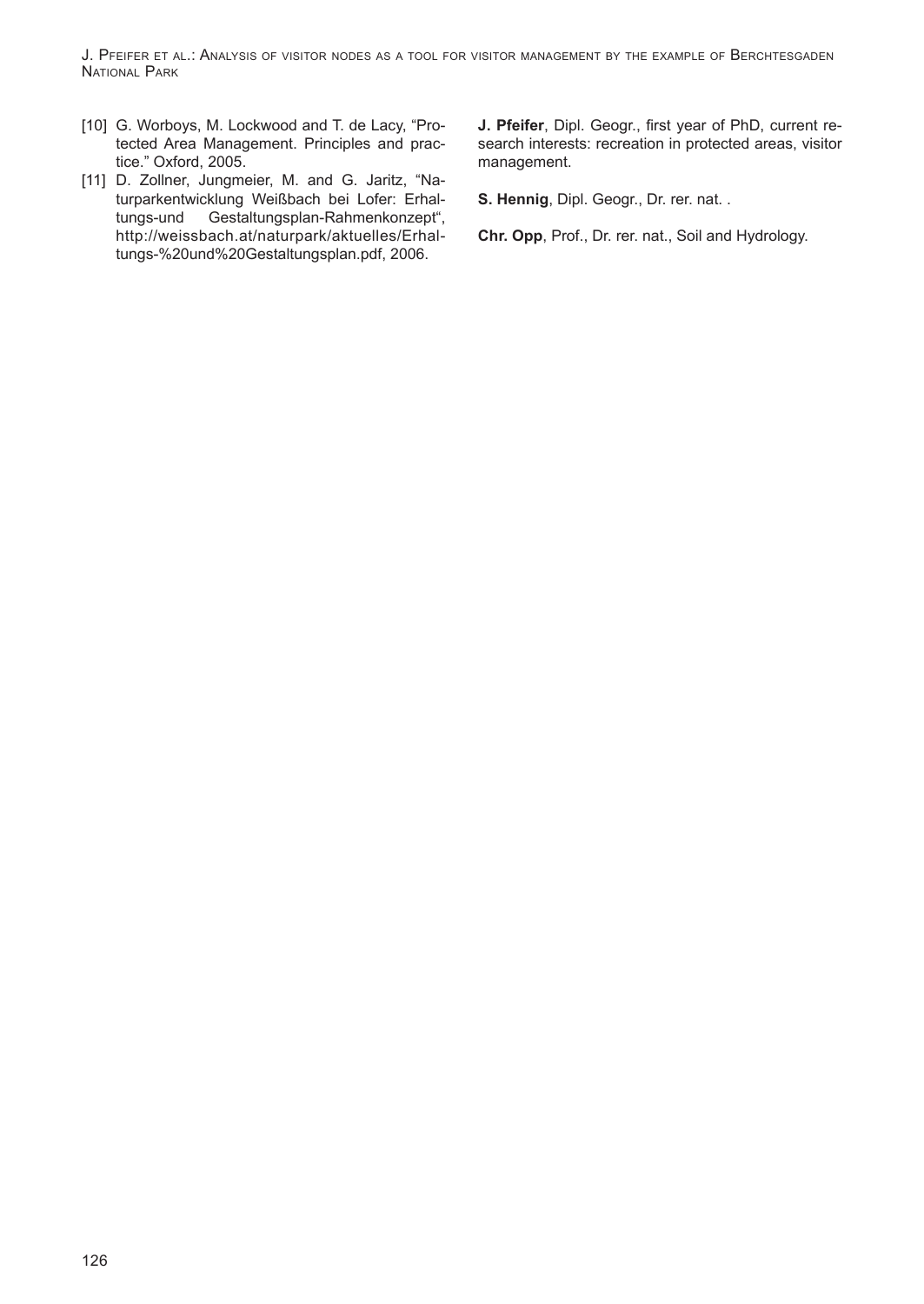[10] G. Worboys, M. Lockwood and T. de Lacy, "Protected Area Management. Principles and practice." Oxford, 2005.

[11] D. Zollner, Jungmeier, M. and G. Jaritz, "Naturparkentwicklung Weißbach bei Lofer: Erhaltungs-und Gestaltungsplan-Rahmenkonzept", http://weissbach.at/naturpark/aktuelles/Erhaltungs-%20und%20Gestaltungsplan.pdf, 2006.

**J. Pfeifer**, Dipl. Geogr., first year of PhD, current research interests: recreation in protected areas, visitor management.

**S. Hennig**, Dipl. Geogr., Dr. rer. nat. .

**Chr. Opp**, Prof., Dr. rer. nat., Soil and Hydrology.